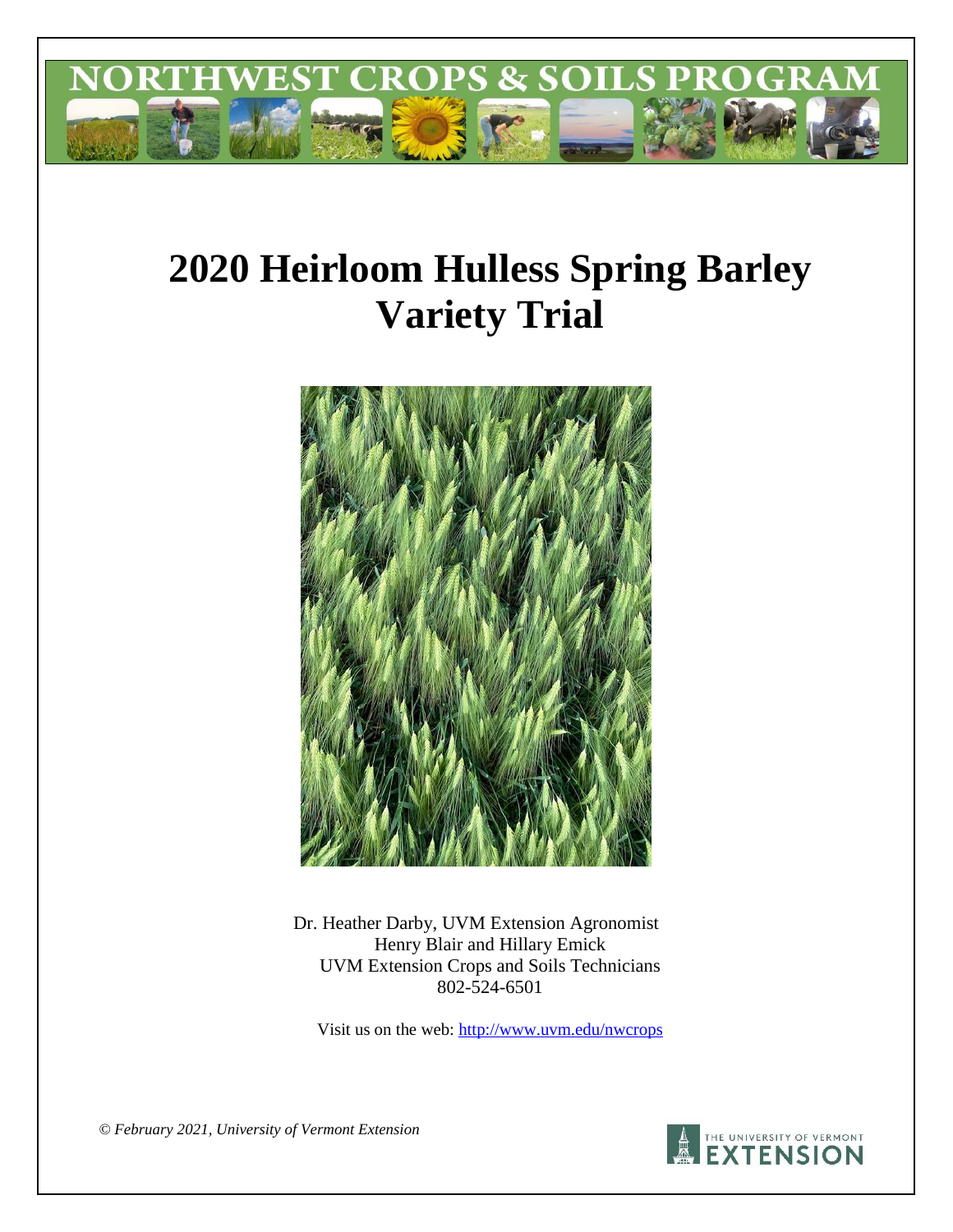NORTHWEST CROPS & SOILS PROGRAM

# 2020 Heirloom Hulless Spring Barley Variety Trial

Dr. Heather Darby, UVM Extension Agronomist
Henry Blair and Hillary Emick
UVM Extension Crops and Soils Technicians
802-524-6501

Visit us on the web: http://www.uvm.edu/nwcrops

*© February 2021, University of Vermont Extension*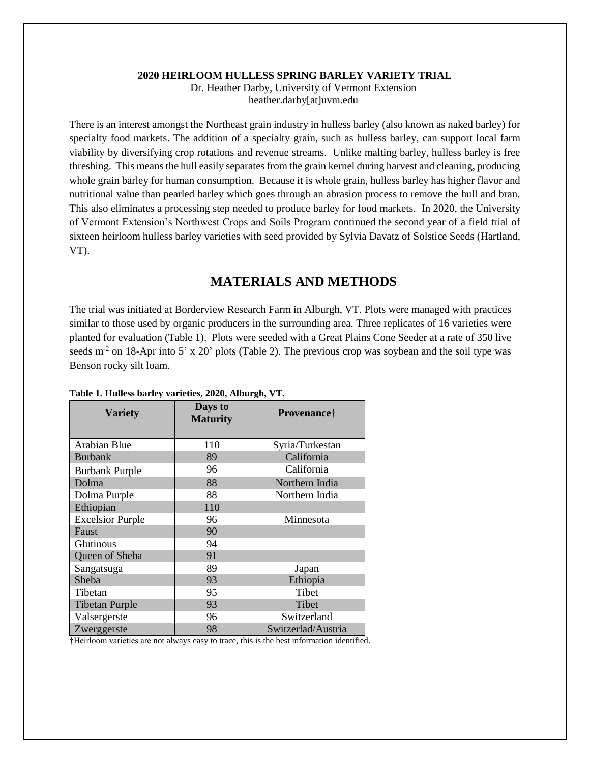**2020 HEIRLOOM HULLESS SPRING BARLEY VARIETY TRIAL**

Dr. Heather Darby, University of Vermont Extension
heather.darby[at]uvm.edu

There is an interest amongst the Northeast grain industry in hulless barley (also known as naked barley) for specialty food markets. The addition of a specialty grain, such as hulless barley, can support local farm viability by diversifying crop rotations and revenue streams. Unlike malting barley, hulless barley is free threshing. This means the hull easily separates from the grain kernel during harvest and cleaning, producing whole grain barley for human consumption. Because it is whole grain, hulless barley has higher flavor and nutritional value than pearled barley which goes through an abrasion process to remove the hull and bran. This also eliminates a processing step needed to produce barley for food markets. In 2020, the University of Vermont Extension's Northwest Crops and Soils Program continued the second year of a field trial of sixteen heirloom hulless barley varieties with seed provided by Sylvia Davatz of Solstice Seeds (Hartland, VT).

## MATERIALS AND METHODS

The trial was initiated at Borderview Research Farm in Alburgh, VT. Plots were managed with practices similar to those used by organic producers in the surrounding area. Three replicates of 16 varieties were planted for evaluation (Table 1). Plots were seeded with a Great Plains Cone Seeder at a rate of 350 live seeds $m^{-2}$ on 18-Apr into 5' x 20' plots (Table 2). The previous crop was soybean and the soil type was Benson rocky silt loam.

**Table 1. Hulless barley varieties, 2020, Alburgh, VT.**

| Variety | Days to Maturity | Provenance† |
|---|---|---|
| Arabian Blue | 110 | Syria/Turkestan |
| Burbank | 89 | California |
| Burbank Purple | 96 | California |
| Dolma | 88 | Northern India |
| Dolma Purple | 88 | Northern India |
| Ethiopian | 110 | |
| Excelsior Purple | 96 | Minnesota |
| Faust | 90 | |
| Glutinous | 94 | |
| Queen of Sheba | 91 | |
| Sangatsuga | 89 | Japan |
| Sheba | 93 | Ethiopia |
| Tibetan | 95 | Tibet |
| Tibetan Purple | 93 | Tibet |
| Valsergerste | 96 | Switzerland |
| Zwerggerste | 98 | Switzerlad/Austria |

†Heirloom varieties are not always easy to trace, this is the best information identified.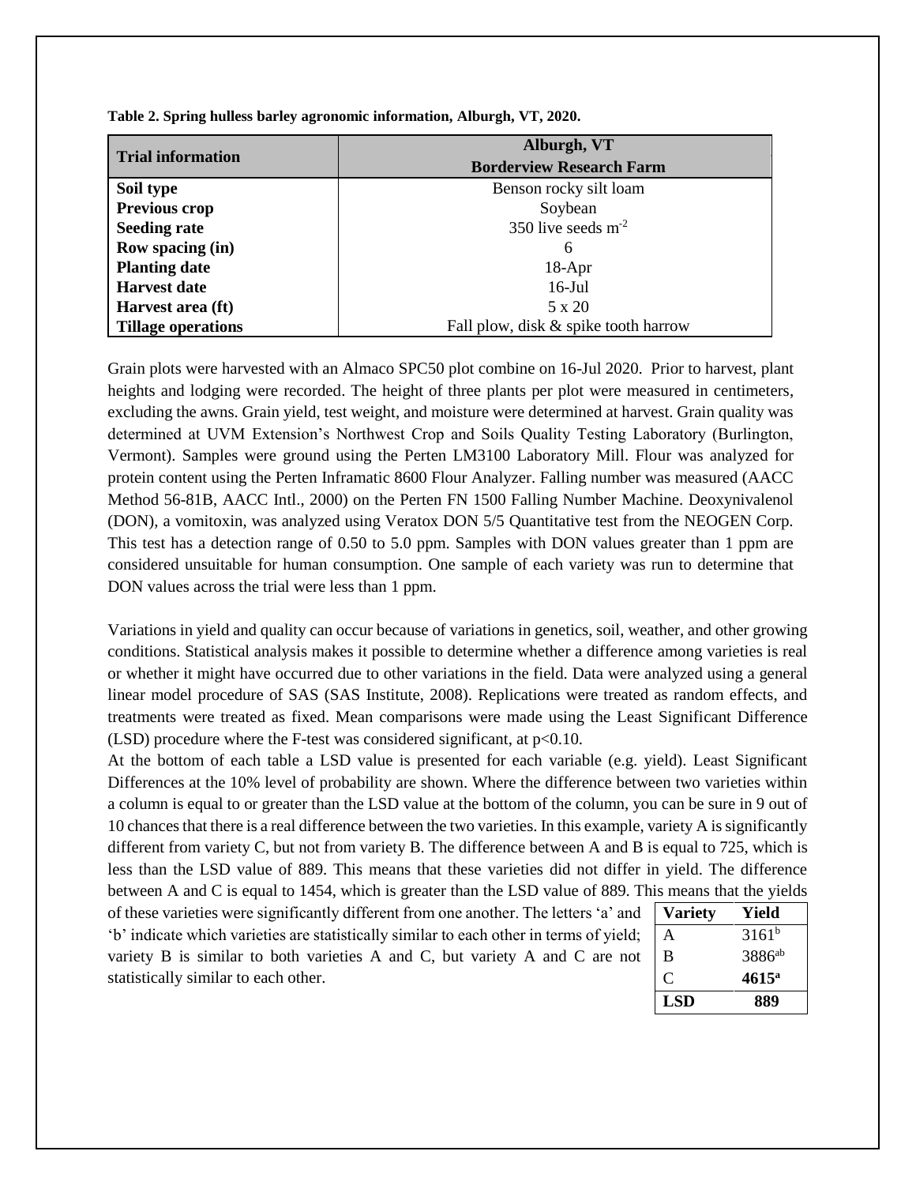**Table 2. Spring hulless barley agronomic information, Alburgh, VT, 2020.**

| Trial information | Alburgh, VT Borderview Research Farm |
|---|---|
| **Soil type** | Benson rocky silt loam |
| **Previous crop** | Soybean |
| **Seeding rate** | 350 live seeds $m^{-2}$ |
| **Row spacing (in)** | 6 |
| **Planting date** | 18-Apr |
| **Harvest date** | 16-Jul |
| **Harvest area (ft)** | 5 x 20 |
| **Tillage operations** | Fall plow, disk & spike tooth harrow |

Grain plots were harvested with an Almaco SPC50 plot combine on 16-Jul 2020. Prior to harvest, plant heights and lodging were recorded. The height of three plants per plot were measured in centimeters, excluding the awns. Grain yield, test weight, and moisture were determined at harvest. Grain quality was determined at UVM Extension's Northwest Crop and Soils Quality Testing Laboratory (Burlington, Vermont). Samples were ground using the Perten LM3100 Laboratory Mill. Flour was analyzed for protein content using the Perten Inframatic 8600 Flour Analyzer. Falling number was measured (AACC Method 56-81B, AACC Intl., 2000) on the Perten FN 1500 Falling Number Machine. Deoxynivalenol (DON), a vomitoxin, was analyzed using Veratox DON 5/5 Quantitative test from the NEOGEN Corp. This test has a detection range of 0.50 to 5.0 ppm. Samples with DON values greater than 1 ppm are considered unsuitable for human consumption. One sample of each variety was run to determine that DON values across the trial were less than 1 ppm.

Variations in yield and quality can occur because of variations in genetics, soil, weather, and other growing conditions. Statistical analysis makes it possible to determine whether a difference among varieties is real or whether it might have occurred due to other variations in the field. Data were analyzed using a general linear model procedure of SAS (SAS Institute, 2008). Replications were treated as random effects, and treatments were treated as fixed. Mean comparisons were made using the Least Significant Difference (LSD) procedure where the F-test was considered significant, at $p<0.10$.

At the bottom of each table a LSD value is presented for each variable (e.g. yield). Least Significant Differences at the 10% level of probability are shown. Where the difference between two varieties within a column is equal to or greater than the LSD value at the bottom of the column, you can be sure in 9 out of 10 chances that there is a real difference between the two varieties. In this example, variety A is significantly different from variety C, but not from variety B. The difference between A and B is equal to 725, which is less than the LSD value of 889. This means that these varieties did not differ in yield. The difference between A and C is equal to 1454, which is greater than the LSD value of 889. This means that the yields of these varieties were significantly different from one another. The letters 'a' and 'b' indicate which varieties are statistically similar to each other in terms of yield; variety B is similar to both varieties A and C, but variety A and C are not statistically similar to each other.

| Variety | Yield |
|---|---|
| A | 3161[b] |
| B | 3886[ab] |
| C | **4615[a]** |
| **LSD** | **889** |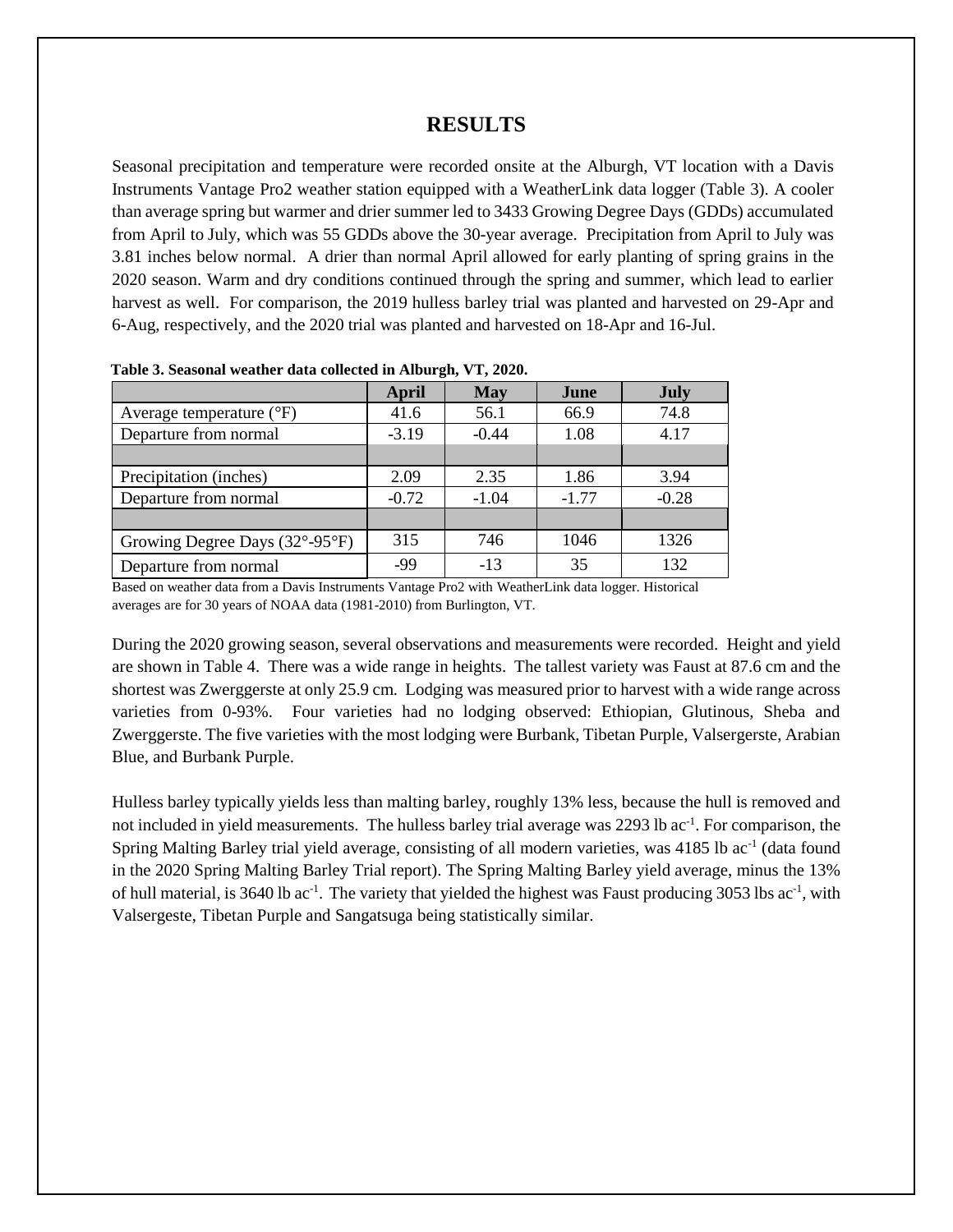# RESULTS

Seasonal precipitation and temperature were recorded onsite at the Alburgh, VT location with a Davis Instruments Vantage Pro2 weather station equipped with a WeatherLink data logger (Table 3). A cooler than average spring but warmer and drier summer led to 3433 Growing Degree Days (GDDs) accumulated from April to July, which was 55 GDDs above the 30-year average. Precipitation from April to July was 3.81 inches below normal. A drier than normal April allowed for early planting of spring grains in the 2020 season. Warm and dry conditions continued through the spring and summer, which lead to earlier harvest as well. For comparison, the 2019 hulless barley trial was planted and harvested on 29-Apr and 6-Aug, respectively, and the 2020 trial was planted and harvested on 18-Apr and 16-Jul.

**Table 3. Seasonal weather data collected in Alburgh, VT, 2020.**

| | April | May | June | July |
|---|---|---|---|---|
| Average temperature (°F) | 41.6 | 56.1 | 66.9 | 74.8 |
| Departure from normal | -3.19 | -0.44 | 1.08 | 4.17 |
| | | | | |
| Precipitation (inches) | 2.09 | 2.35 | 1.86 | 3.94 |
| Departure from normal | -0.72 | -1.04 | -1.77 | -0.28 |
| | | | | |
| Growing Degree Days (32°-95°F) | 315 | 746 | 1046 | 1326 |
| Departure from normal | -99 | -13 | 35 | 132 |

Based on weather data from a Davis Instruments Vantage Pro2 with WeatherLink data logger. Historical averages are for 30 years of NOAA data (1981-2010) from Burlington, VT.

During the 2020 growing season, several observations and measurements were recorded. Height and yield are shown in Table 4. There was a wide range in heights. The tallest variety was Faust at 87.6 cm and the shortest was Zwerggerste at only 25.9 cm. Lodging was measured prior to harvest with a wide range across varieties from 0-93%. Four varieties had no lodging observed: Ethiopian, Glutinous, Sheba and Zwerggerste. The five varieties with the most lodging were Burbank, Tibetan Purple, Valsergerste, Arabian Blue, and Burbank Purple.

Hulless barley typically yields less than malting barley, roughly 13% less, because the hull is removed and not included in yield measurements. The hulless barley trial average was 2293 lb ac$^{-1}$. For comparison, the Spring Malting Barley trial yield average, consisting of all modern varieties, was 4185 lb ac$^{-1}$ (data found in the 2020 Spring Malting Barley Trial report). The Spring Malting Barley yield average, minus the 13% of hull material, is 3640 lb ac$^{-1}$. The variety that yielded the highest was Faust producing 3053 lbs ac$^{-1}$, with Valsergeste, Tibetan Purple and Sangatsuga being statistically similar.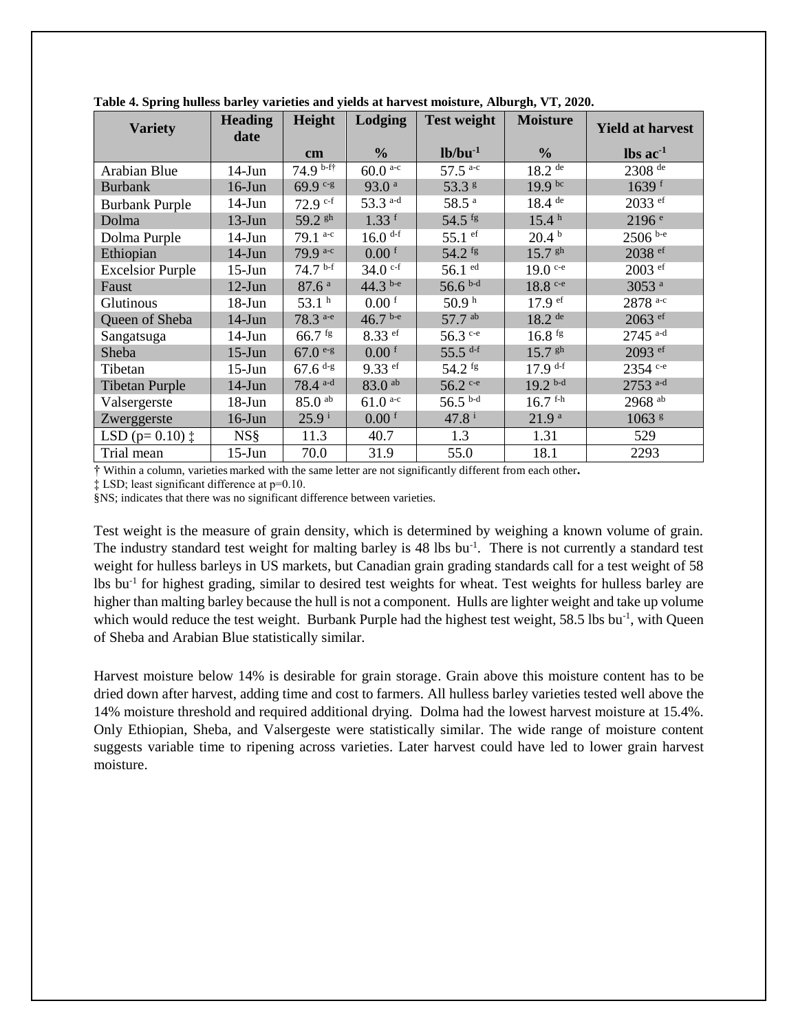**Table 4. Spring hulless barley varieties and yields at harvest moisture, Alburgh, VT, 2020.**

| Variety | Heading date | Height | Lodging | Test weight | Moisture | Yield at harvest |
|---|---|---|---|---|---|---|
| | | cm | % | $lb/bu^{-1}$ | % | $lbs\ ac^{-1}$ |
| Arabian Blue | 14-Jun | 74.9 [b-f†] | 60.0 [a-c] | 57.5 [a-c] | 18.2 [de] | 2308 [de] |
| Burbank | 16-Jun | 69.9 [c-g] | 93.0 [a] | 53.3 [g] | 19.9 [bc] | 1639 [f] |
| Burbank Purple | 14-Jun | 72.9 [c-f] | 53.3 [a-d] | 58.5 [a] | 18.4 [de] | 2033 [ef] |
| Dolma | 13-Jun | 59.2 [gh] | 1.33 [f] | 54.5 [fg] | 15.4 [h] | 2196 [e] |
| Dolma Purple | 14-Jun | 79.1 [a-c] | 16.0 [d-f] | 55.1 [ef] | 20.4 [b] | 2506 [b-e] |
| Ethiopian | 14-Jun | 79.9 [a-c] | 0.00 [f] | 54.2 [fg] | 15.7 [gh] | 2038 [ef] |
| Excelsior Purple | 15-Jun | 74.7 [b-f] | 34.0 [c-f] | 56.1 [ed] | 19.0 [c-e] | 2003 [ef] |
| Faust | 12-Jun | 87.6 [a] | 44.3 [b-e] | 56.6 [b-d] | 18.8 [c-e] | 3053 [a] |
| Glutinous | 18-Jun | 53.1 [h] | 0.00 [f] | 50.9 [h] | 17.9 [ef] | 2878 [a-c] |
| Queen of Sheba | 14-Jun | 78.3 [a-e] | 46.7 [b-e] | 57.7 [ab] | 18.2 [de] | 2063 [ef] |
| Sangatsuga | 14-Jun | 66.7 [fg] | 8.33 [ef] | 56.3 [c-e] | 16.8 [fg] | 2745 [a-d] |
| Sheba | 15-Jun | 67.0 [e-g] | 0.00 [f] | 55.5 [d-f] | 15.7 [gh] | 2093 [ef] |
| Tibetan | 15-Jun | 67.6 [d-g] | 9.33 [ef] | 54.2 [fg] | 17.9 [d-f] | 2354 [c-e] |
| Tibetan Purple | 14-Jun | 78.4 [a-d] | 83.0 [ab] | 56.2 [c-e] | 19.2 [b-d] | 2753 [a-d] |
| Valsergerste | 18-Jun | 85.0 [ab] | 61.0 [a-c] | 56.5 [b-d] | 16.7 [f-h] | 2968 [ab] |
| Zwerggerste | 16-Jun | 25.9 [i] | 0.00 [f] | 47.8 [i] | 21.9 [a] | 1063 [g] |
| LSD (p= 0.10) ‡ | NS§ | 11.3 | 40.7 | 1.3 | 1.31 | 529 |
| Trial mean | 15-Jun | 70.0 | 31.9 | 55.0 | 18.1 | 2293 |

† Within a column, varieties marked with the same letter are not significantly different from each other.

‡ LSD; least significant difference at p=0.10.

§NS; indicates that there was no significant difference between varieties.

Test weight is the measure of grain density, which is determined by weighing a known volume of grain. The industry standard test weight for malting barley is 48 lbs $bu^{-1}$. There is not currently a standard test weight for hulless barleys in US markets, but Canadian grain grading standards call for a test weight of 58 lbs $bu^{-1}$ for highest grading, similar to desired test weights for wheat. Test weights for hulless barley are higher than malting barley because the hull is not a component. Hulls are lighter weight and take up volume which would reduce the test weight. Burbank Purple had the highest test weight, 58.5 lbs $bu^{-1}$, with Queen of Sheba and Arabian Blue statistically similar.

Harvest moisture below 14% is desirable for grain storage. Grain above this moisture content has to be dried down after harvest, adding time and cost to farmers. All hulless barley varieties tested well above the 14% moisture threshold and required additional drying. Dolma had the lowest harvest moisture at 15.4%. Only Ethiopian, Sheba, and Valsergeste were statistically similar. The wide range of moisture content suggests variable time to ripening across varieties. Later harvest could have led to lower grain harvest moisture.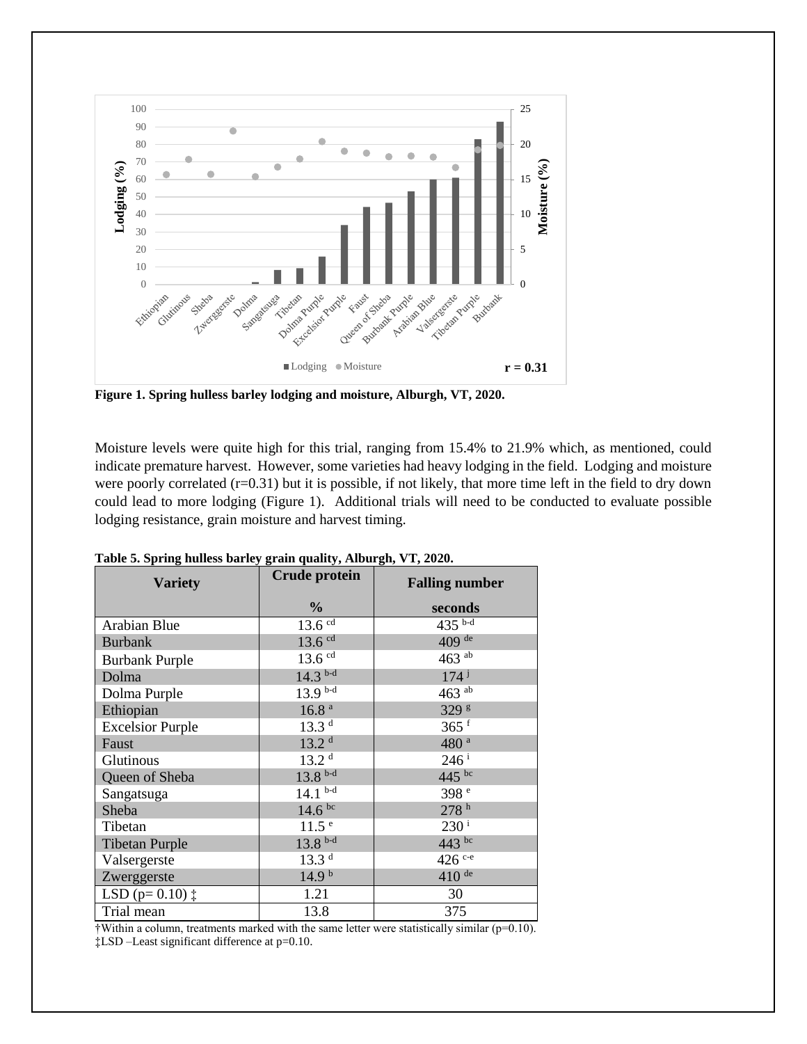**Figure 1. Spring hulless barley lodging and moisture, Alburgh, VT, 2020.**

Moisture levels were quite high for this trial, ranging from 15.4% to 21.9% which, as mentioned, could indicate premature harvest. However, some varieties had heavy lodging in the field. Lodging and moisture were poorly correlated (r=0.31) but it is possible, if not likely, that more time left in the field to dry down could lead to more lodging (Figure 1). Additional trials will need to be conducted to evaluate possible lodging resistance, grain moisture and harvest timing.

**Table 5. Spring hulless barley grain quality, Alburgh, VT, 2020.**

| Variety | Crude protein | Falling number |
|---|---|---|
| | % | seconds |
| Arabian Blue | 13.6 [cd] | 435 [b-d] |
| Burbank | 13.6 [cd] | 409 [de] |
| Burbank Purple | 13.6 [cd] | 463 [ab] |
| Dolma | 14.3 [b-d] | 174 [j] |
| Dolma Purple | 13.9 [b-d] | 463 [ab] |
| Ethiopian | 16.8 [a] | 329 [g] |
| Excelsior Purple | 13.3 [d] | 365 [f] |
| Faust | 13.2 [d] | 480 [a] |
| Glutinous | 13.2 [d] | 246 [i] |
| Queen of Sheba | 13.8 [b-d] | 445 [bc] |
| Sangatsuga | 14.1 [b-d] | 398 [e] |
| Sheba | 14.6 [bc] | 278 [h] |
| Tibetan | 11.5 [e] | 230 [i] |
| Tibetan Purple | 13.8 [b-d] | 443 [bc] |
| Valsergerste | 13.3 [d] | 426 [c-e] |
| Zwerggerste | 14.9 [b] | 410 [de] |
| LSD (p= 0.10) ‡ | 1.21 | 30 |
| Trial mean | 13.8 | 375 |

†Within a column, treatments marked with the same letter were statistically similar (p=0.10).
‡LSD –Least significant difference at p=0.10.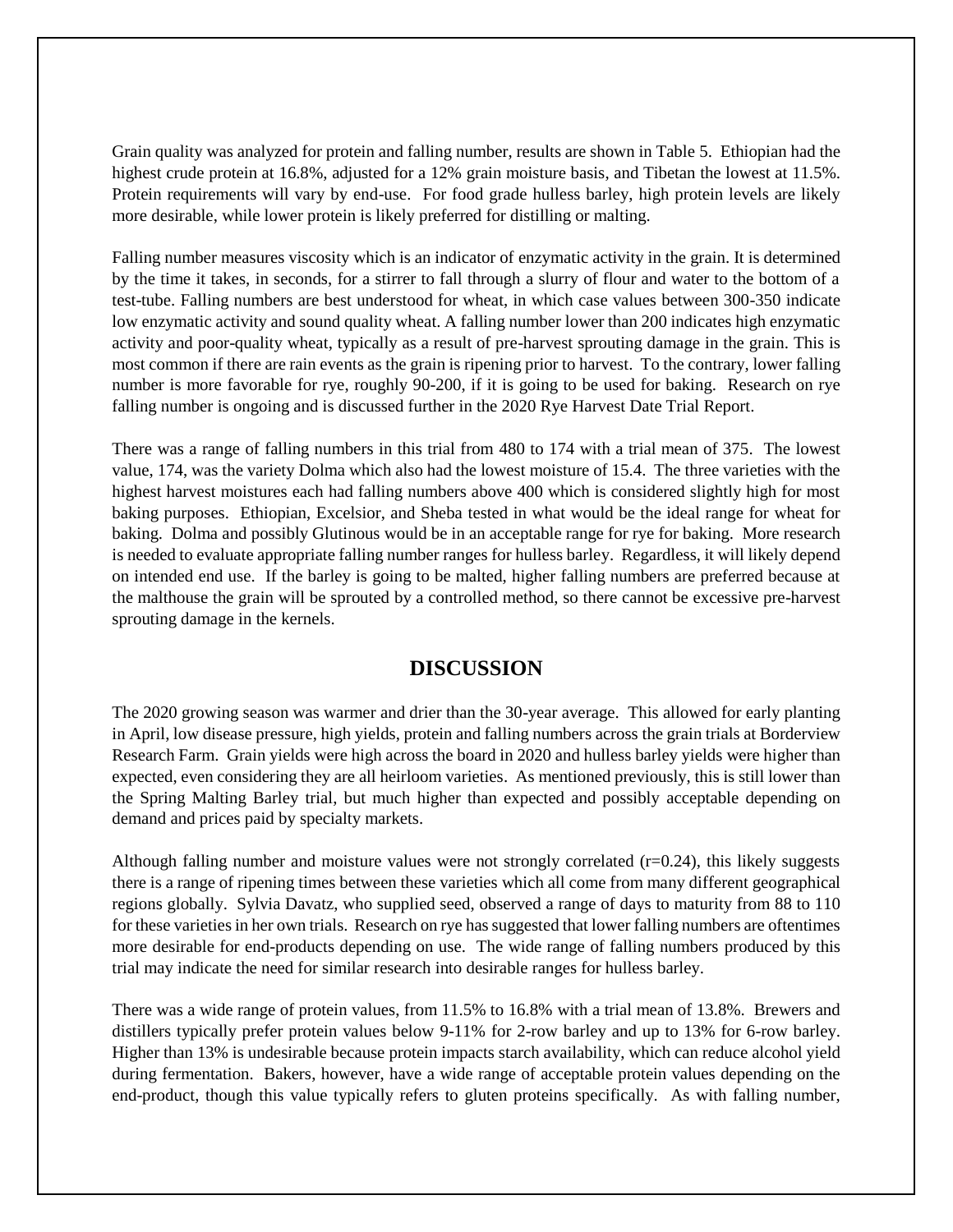Grain quality was analyzed for protein and falling number, results are shown in Table 5. Ethiopian had the highest crude protein at 16.8%, adjusted for a 12% grain moisture basis, and Tibetan the lowest at 11.5%. Protein requirements will vary by end-use. For food grade hulless barley, high protein levels are likely more desirable, while lower protein is likely preferred for distilling or malting.

Falling number measures viscosity which is an indicator of enzymatic activity in the grain. It is determined by the time it takes, in seconds, for a stirrer to fall through a slurry of flour and water to the bottom of a test-tube. Falling numbers are best understood for wheat, in which case values between 300-350 indicate low enzymatic activity and sound quality wheat. A falling number lower than 200 indicates high enzymatic activity and poor-quality wheat, typically as a result of pre-harvest sprouting damage in the grain. This is most common if there are rain events as the grain is ripening prior to harvest. To the contrary, lower falling number is more favorable for rye, roughly 90-200, if it is going to be used for baking. Research on rye falling number is ongoing and is discussed further in the 2020 Rye Harvest Date Trial Report.

There was a range of falling numbers in this trial from 480 to 174 with a trial mean of 375. The lowest value, 174, was the variety Dolma which also had the lowest moisture of 15.4. The three varieties with the highest harvest moistures each had falling numbers above 400 which is considered slightly high for most baking purposes. Ethiopian, Excelsior, and Sheba tested in what would be the ideal range for wheat for baking. Dolma and possibly Glutinous would be in an acceptable range for rye for baking. More research is needed to evaluate appropriate falling number ranges for hulless barley. Regardless, it will likely depend on intended end use. If the barley is going to be malted, higher falling numbers are preferred because at the malthouse the grain will be sprouted by a controlled method, so there cannot be excessive pre-harvest sprouting damage in the kernels.

## DISCUSSION

The 2020 growing season was warmer and drier than the 30-year average. This allowed for early planting in April, low disease pressure, high yields, protein and falling numbers across the grain trials at Borderview Research Farm. Grain yields were high across the board in 2020 and hulless barley yields were higher than expected, even considering they are all heirloom varieties. As mentioned previously, this is still lower than the Spring Malting Barley trial, but much higher than expected and possibly acceptable depending on demand and prices paid by specialty markets.

Although falling number and moisture values were not strongly correlated ($r=0.24$), this likely suggests there is a range of ripening times between these varieties which all come from many different geographical regions globally. Sylvia Davatz, who supplied seed, observed a range of days to maturity from 88 to 110 for these varieties in her own trials. Research on rye has suggested that lower falling numbers are oftentimes more desirable for end-products depending on use. The wide range of falling numbers produced by this trial may indicate the need for similar research into desirable ranges for hulless barley.

There was a wide range of protein values, from 11.5% to 16.8% with a trial mean of 13.8%. Brewers and distillers typically prefer protein values below 9-11% for 2-row barley and up to 13% for 6-row barley. Higher than 13% is undesirable because protein impacts starch availability, which can reduce alcohol yield during fermentation. Bakers, however, have a wide range of acceptable protein values depending on the end-product, though this value typically refers to gluten proteins specifically. As with falling number,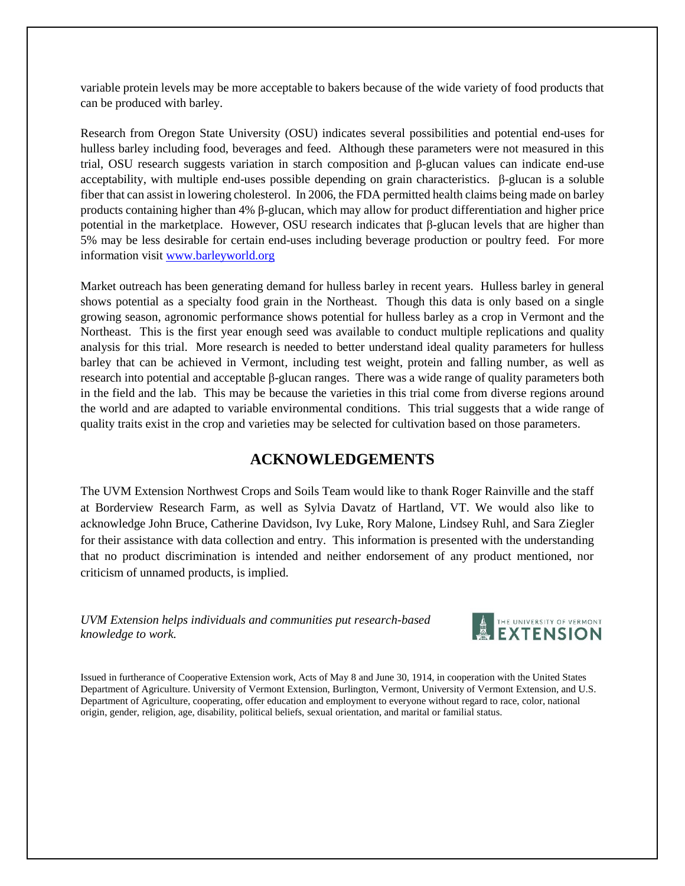variable protein levels may be more acceptable to bakers because of the wide variety of food products that can be produced with barley.

Research from Oregon State University (OSU) indicates several possibilities and potential end-uses for hulless barley including food, beverages and feed. Although these parameters were not measured in this trial, OSU research suggests variation in starch composition and β-glucan values can indicate end-use acceptability, with multiple end-uses possible depending on grain characteristics. β-glucan is a soluble fiber that can assist in lowering cholesterol. In 2006, the FDA permitted health claims being made on barley products containing higher than 4% β-glucan, which may allow for product differentiation and higher price potential in the marketplace. However, OSU research indicates that β-glucan levels that are higher than 5% may be less desirable for certain end-uses including beverage production or poultry feed. For more information visit [www.barleyworld.org](http://www.barleyworld.org)

Market outreach has been generating demand for hulless barley in recent years. Hulless barley in general shows potential as a specialty food grain in the Northeast. Though this data is only based on a single growing season, agronomic performance shows potential for hulless barley as a crop in Vermont and the Northeast. This is the first year enough seed was available to conduct multiple replications and quality analysis for this trial. More research is needed to better understand ideal quality parameters for hulless barley that can be achieved in Vermont, including test weight, protein and falling number, as well as research into potential and acceptable β-glucan ranges. There was a wide range of quality parameters both in the field and the lab. This may be because the varieties in this trial come from diverse regions around the world and are adapted to variable environmental conditions. This trial suggests that a wide range of quality traits exist in the crop and varieties may be selected for cultivation based on those parameters.

## ACKNOWLEDGEMENTS

The UVM Extension Northwest Crops and Soils Team would like to thank Roger Rainville and the staff at Borderview Research Farm, as well as Sylvia Davatz of Hartland, VT. We would also like to acknowledge John Bruce, Catherine Davidson, Ivy Luke, Rory Malone, Lindsey Ruhl, and Sara Ziegler for their assistance with data collection and entry. This information is presented with the understanding that no product discrimination is intended and neither endorsement of any product mentioned, nor criticism of unnamed products, is implied.

*UVM Extension helps individuals and communities put research-based knowledge to work.*

THE UNIVERSITY OF VERMONT EXTENSION

Issued in furtherance of Cooperative Extension work, Acts of May 8 and June 30, 1914, in cooperation with the United States Department of Agriculture. University of Vermont Extension, Burlington, Vermont, University of Vermont Extension, and U.S. Department of Agriculture, cooperating, offer education and employment to everyone without regard to race, color, national origin, gender, religion, age, disability, political beliefs, sexual orientation, and marital or familial status.